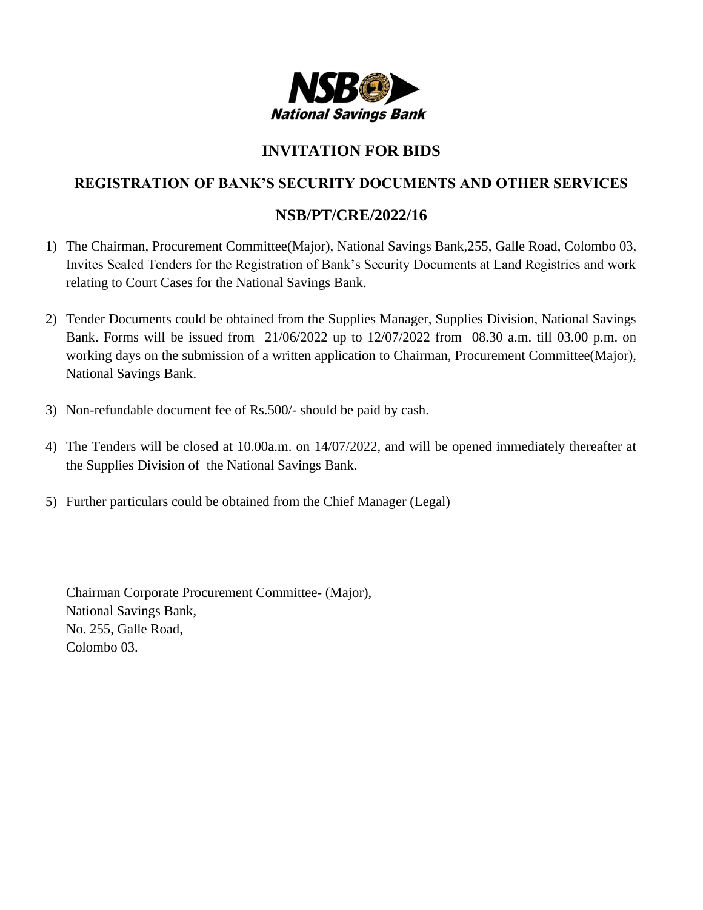**NSB**
***National Savings Bank***

# INVITATION FOR BIDS

## REGISTRATION OF BANK'S SECURITY DOCUMENTS AND OTHER SERVICES

## NSB/PT/CRE/2022/16

1) The Chairman, Procurement Committee(Major), National Savings Bank,255, Galle Road, Colombo 03, Invites Sealed Tenders for the Registration of Bank's Security Documents at Land Registries and work relating to Court Cases for the National Savings Bank.

2) Tender Documents could be obtained from the Supplies Manager, Supplies Division, National Savings Bank. Forms will be issued from 21/06/2022 up to 12/07/2022 from 08.30 a.m. till 03.00 p.m. on working days on the submission of a written application to Chairman, Procurement Committee(Major), National Savings Bank.

3) Non-refundable document fee of Rs.500/- should be paid by cash.

4) The Tenders will be closed at 10.00a.m. on 14/07/2022, and will be opened immediately thereafter at the Supplies Division of the National Savings Bank.

5) Further particulars could be obtained from the Chief Manager (Legal)

Chairman Corporate Procurement Committee- (Major),
National Savings Bank,
No. 255, Galle Road,
Colombo 03.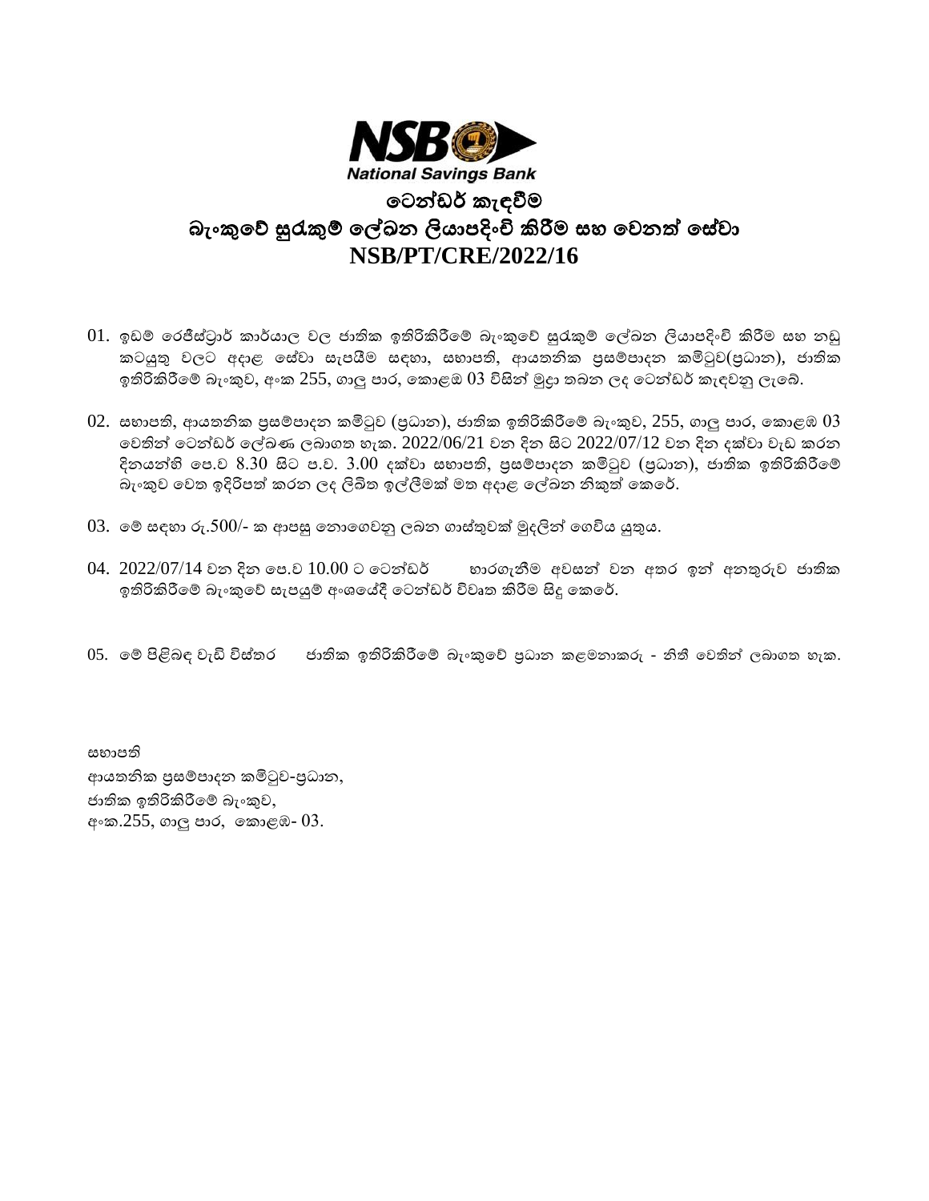National Savings Bank

# ටෙන්ඩර් කැඳවීම
# බැංකුවේ සුරැකුම් ලේඛන ලියාපදිංචි කිරීම සහ වෙනත් සේවා
# NSB/PT/CRE/2022/16

01. ඉඩම් රෙජිස්ට්‍රාර් කාර්යාල වල ජාතික ඉතිරිකිරීමේ බැංකුවේ සුරැකුම් ලේඛන ලියාපදිංචි කිරීම සහ නඩු කටයුතු වලට අදාළ සේවා සැපයීම සඳහා, සභාපති, ආයතනික ප්‍රසම්පාදන කමිටුව(ප්‍රධාන), ජාතික ඉතිරිකිරීමේ බැංකුව, අංක 255, ගාලු පාර, කොළඹ 03 විසින් මුද්‍රා තබන ලද ටෙන්ඩර් කැඳවනු ලැබේ.

02. සභාපති, ආයතනික ප්‍රසම්පාදන කමිටුව (ප්‍රධාන), ජාතික ඉතිරිකිරීමේ බැංකුව, 255, ගාලු පාර, කොළඹ 03 වෙතින් ටෙන්ඩර් ලේඛණ ලබාගත හැක. 2022/06/21 වන දින සිට 2022/07/12 වන දින දක්වා වැඩ කරන දිනයන්හි පෙ.ව 8.30 සිට ප.ව. 3.00 දක්වා සභාපති, ප්‍රසම්පාදන කමිටුව (ප්‍රධාන), ජාතික ඉතිරිකිරීමේ බැංකුව වෙත ඉදිරිපත් කරන ලද ලිඛිත ඉල්ලීමක් මත අදාළ ලේඛන නිකුත් කෙරේ.

03. මේ සඳහා රු.500/- ක ආපසු නොගෙවනු ලබන ගාස්තුවක් මුදලින් ගෙවිය යුතුය.

04. 2022/07/14 වන දින පෙ.ව 10.00 ට ටෙන්ඩර් භාරගැනීම අවසන් වන අතර ඉන් අනතුරුව ජාතික ඉතිරිකිරීමේ බැංකුවේ සැපයුම් අංශයේදී ටෙන්ඩර් විවෘත කිරීම සිදු කෙරේ.

05. මේ පිළිබඳ වැඩි විස්තර ජාතික ඉතිරිකිරීමේ බැංකුවේ ප්‍රධාන කළමනාකරු - නීති වෙතින් ලබාගත හැක.

සභාපති  
ආයතනික ප්‍රසම්පාදන කමිටුව-ප්‍රධාන,  
ජාතික ඉතිරිකිරීමේ බැංකුව,  
අංක.255, ගාලු පාර, කොළඹ- 03.